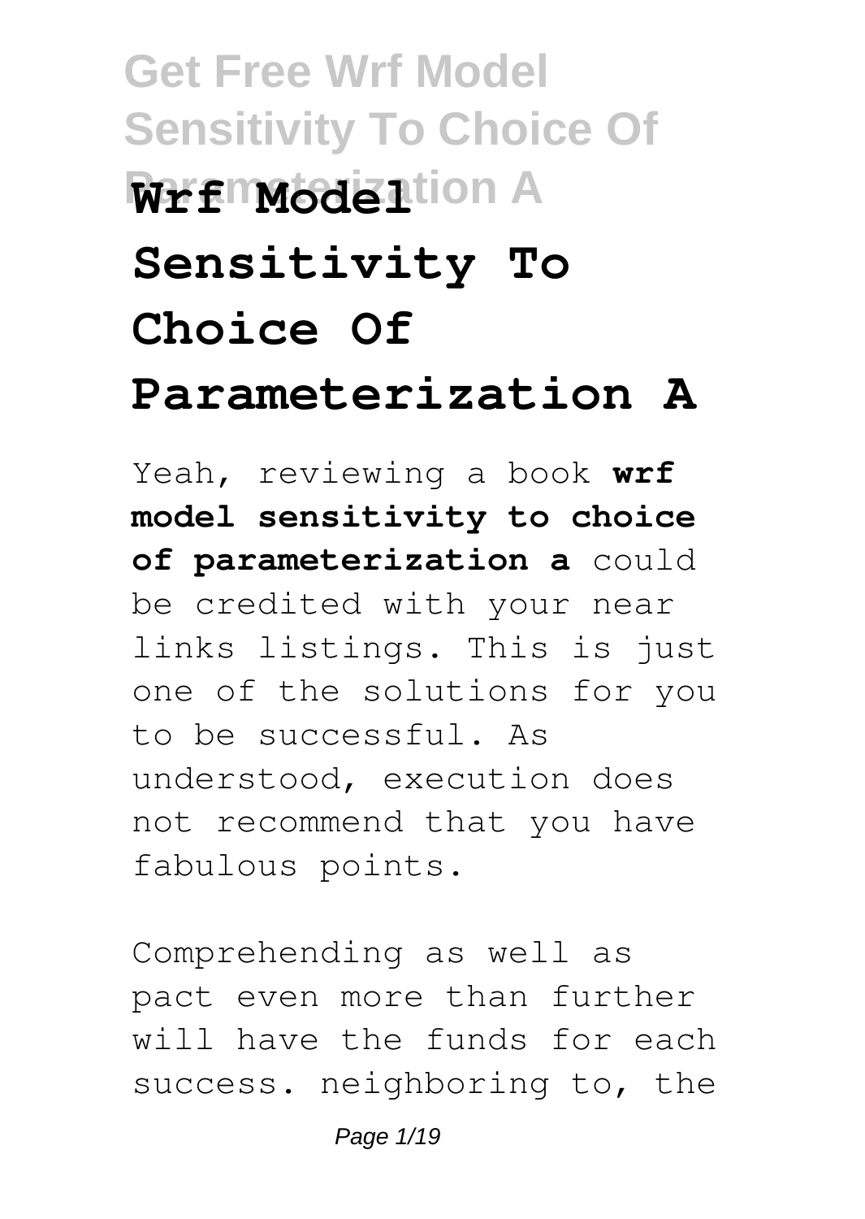# Get Free Wrf Model Sensitivity To Choice Of Parameterization A

# Wrf Model Sensitivity To Choice Of Parameterization A

Yeah, reviewing a book **wrf model sensitivity to choice of parameterization a** could be credited with your near links listings. This is just one of the solutions for you to be successful. As understood, execution does not recommend that you have fabulous points.

Comprehending as well as pact even more than further will have the funds for each success. neighboring to, the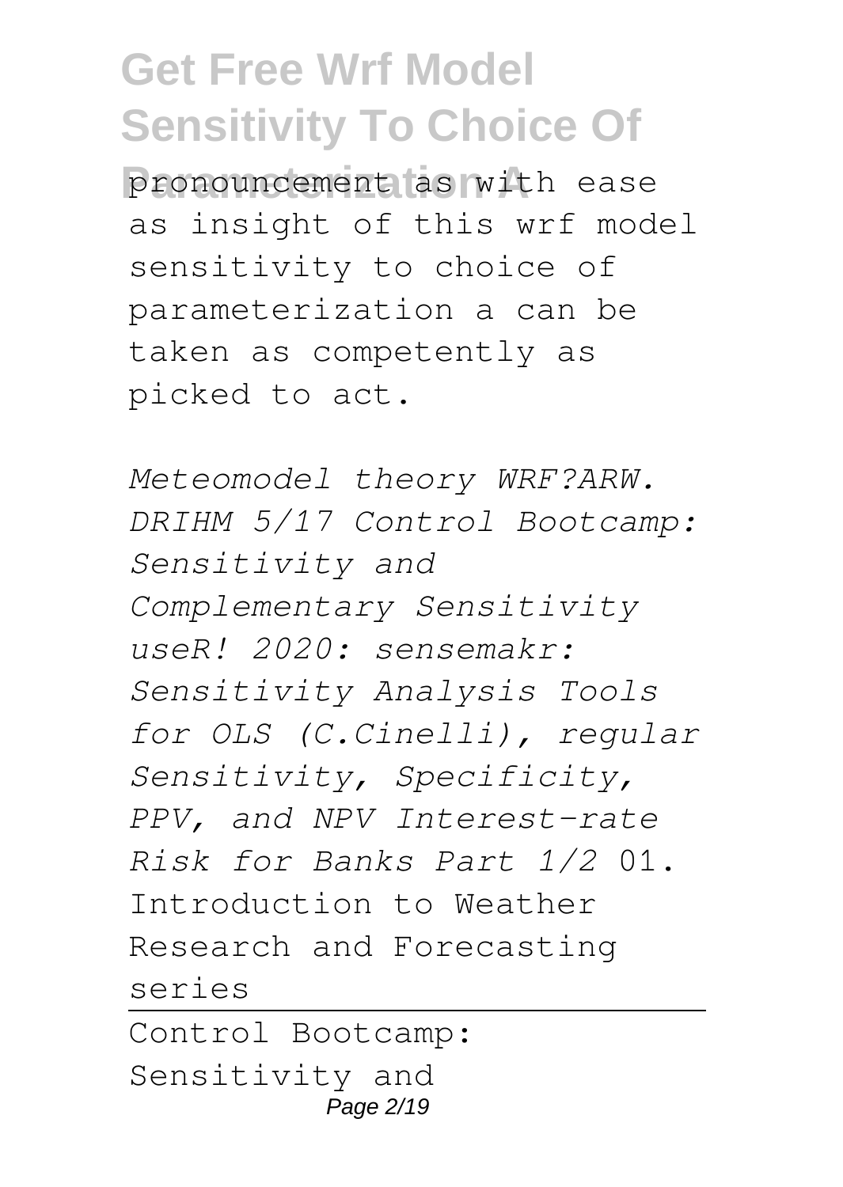pronouncement as with ease as insight of this wrf model sensitivity to choice of parameterization a can be taken as competently as picked to act.

*Meteomodel theory WRF?ARW. DRIHM 5/17 Control Bootcamp: Sensitivity and Complementary Sensitivity useR! 2020: sensemakr: Sensitivity Analysis Tools for OLS (C.Cinelli), regular Sensitivity, Specificity, PPV, and NPV Interest-rate Risk for Banks Part 1/2* 01. Introduction to Weather Research and Forecasting series

---

Control Bootcamp: Sensitivity and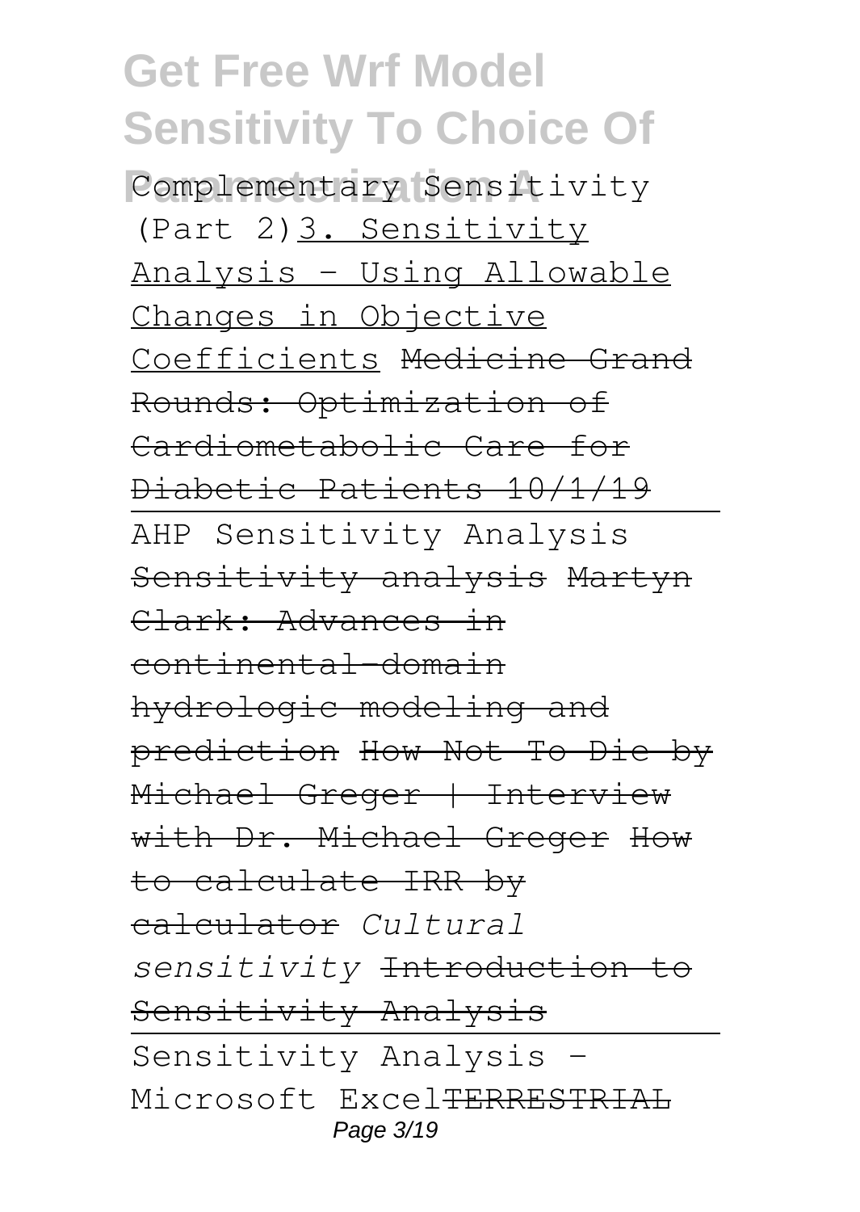Complementary Sensitivity (Part 2)3. Sensitivity Analysis - Using Allowable Changes in Objective Coefficients ~~Medicine Grand Rounds: Optimization of Cardiometabolic Care for Diabetic Patients 10/1/19~~

AHP Sensitivity Analysis ~~Sensitivity analysis~~ ~~Martyn Clark: Advances in continental-domain hydrologic modeling and prediction~~ ~~How Not To Die by Michael Greger | Interview with Dr. Michael Greger~~ ~~How to calculate IRR by calculator~~ *Cultural sensitivity* ~~Introduction to Sensitivity Analysis~~

Sensitivity Analysis - Microsoft Excel~~TERRESTRIAL~~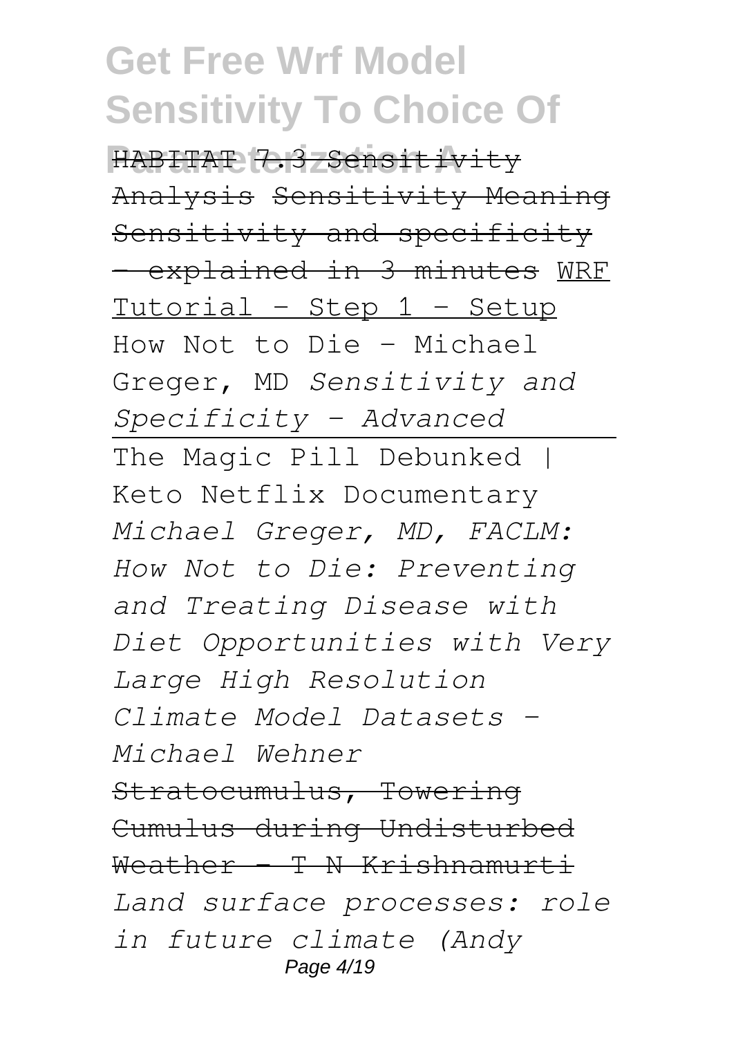HABITAT 7.3 Sensitivity Analysis Sensitivity Meaning Sensitivity and specificity - explained in 3 minutes WRF Tutorial - Step 1 - Setup How Not to Die - Michael Greger, MD *Sensitivity and Specificity - Advanced*

The Magic Pill Debunked | Keto Netflix Documentary *Michael Greger, MD, FACLM: How Not to Die: Preventing and Treating Disease with Diet Opportunities with Very Large High Resolution Climate Model Datasets - Michael Wehner* Stratocumulus, Towering Cumulus during Undisturbed Weather - T N Krishnamurti *Land surface processes: role in future climate (Andy*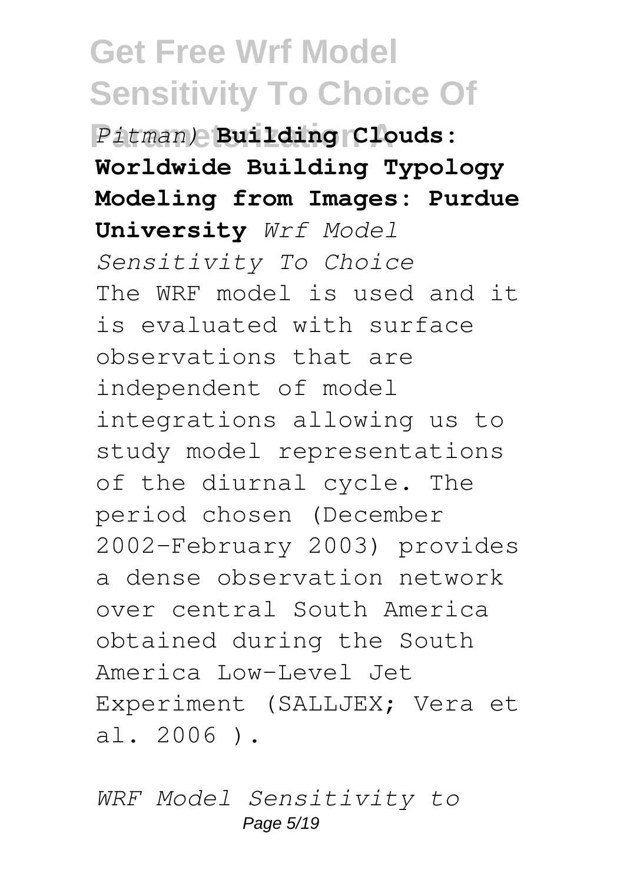*Pitman)* **Building Clouds: Worldwide Building Typology Modeling from Images: Purdue University** *Wrf Model Sensitivity To Choice*

The WRF model is used and it is evaluated with surface observations that are independent of model integrations allowing us to study model representations of the diurnal cycle. The period chosen (December 2002–February 2003) provides a dense observation network over central South America obtained during the South America Low-Level Jet Experiment (SALLJEX; Vera et al. 2006 ).

*WRF Model Sensitivity to*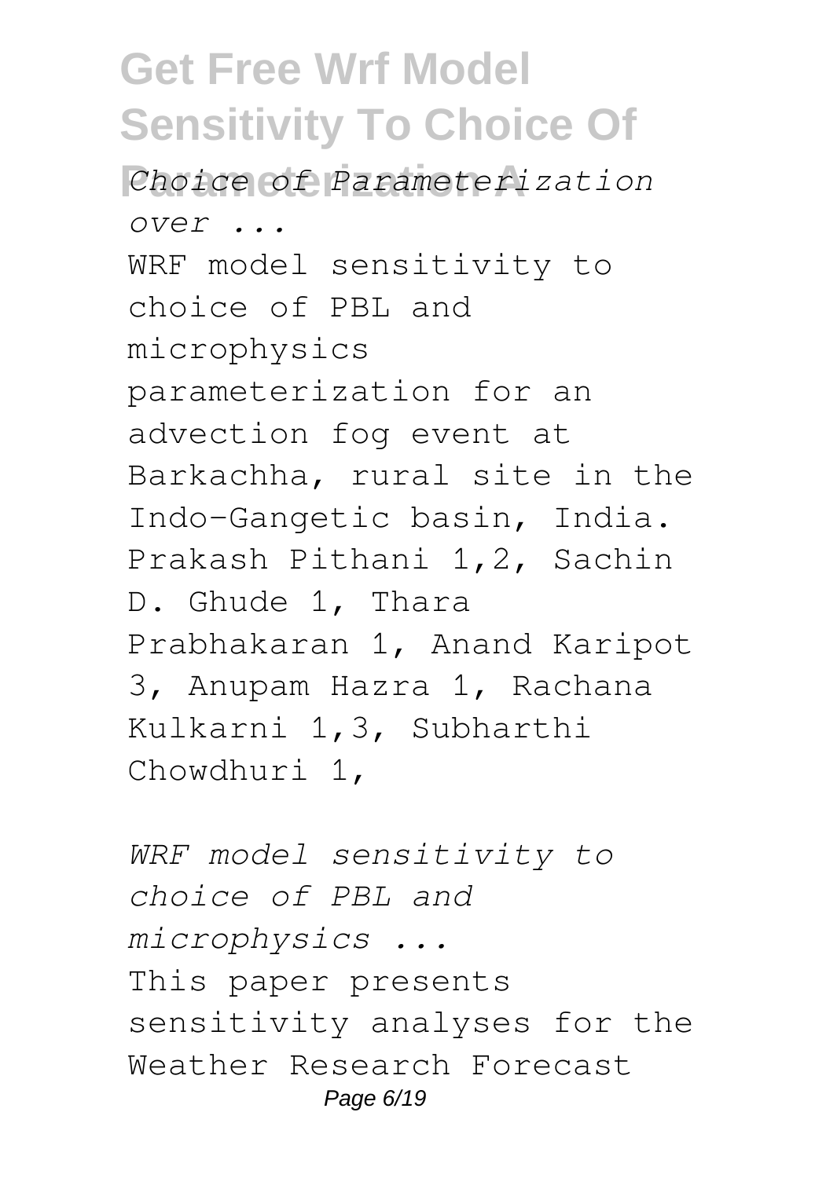*Choice of Parameterization over ...*

WRF model sensitivity to choice of PBL and microphysics parameterization for an advection fog event at Barkachha, rural site in the Indo-Gangetic basin, India. Prakash Pithani 1,2, Sachin D. Ghude 1, Thara Prabhakaran 1, Anand Karipot 3, Anupam Hazra 1, Rachana Kulkarni 1,3, Subharthi Chowdhuri 1,

*WRF model sensitivity to choice of PBL and microphysics ...*

This paper presents sensitivity analyses for the Weather Research Forecast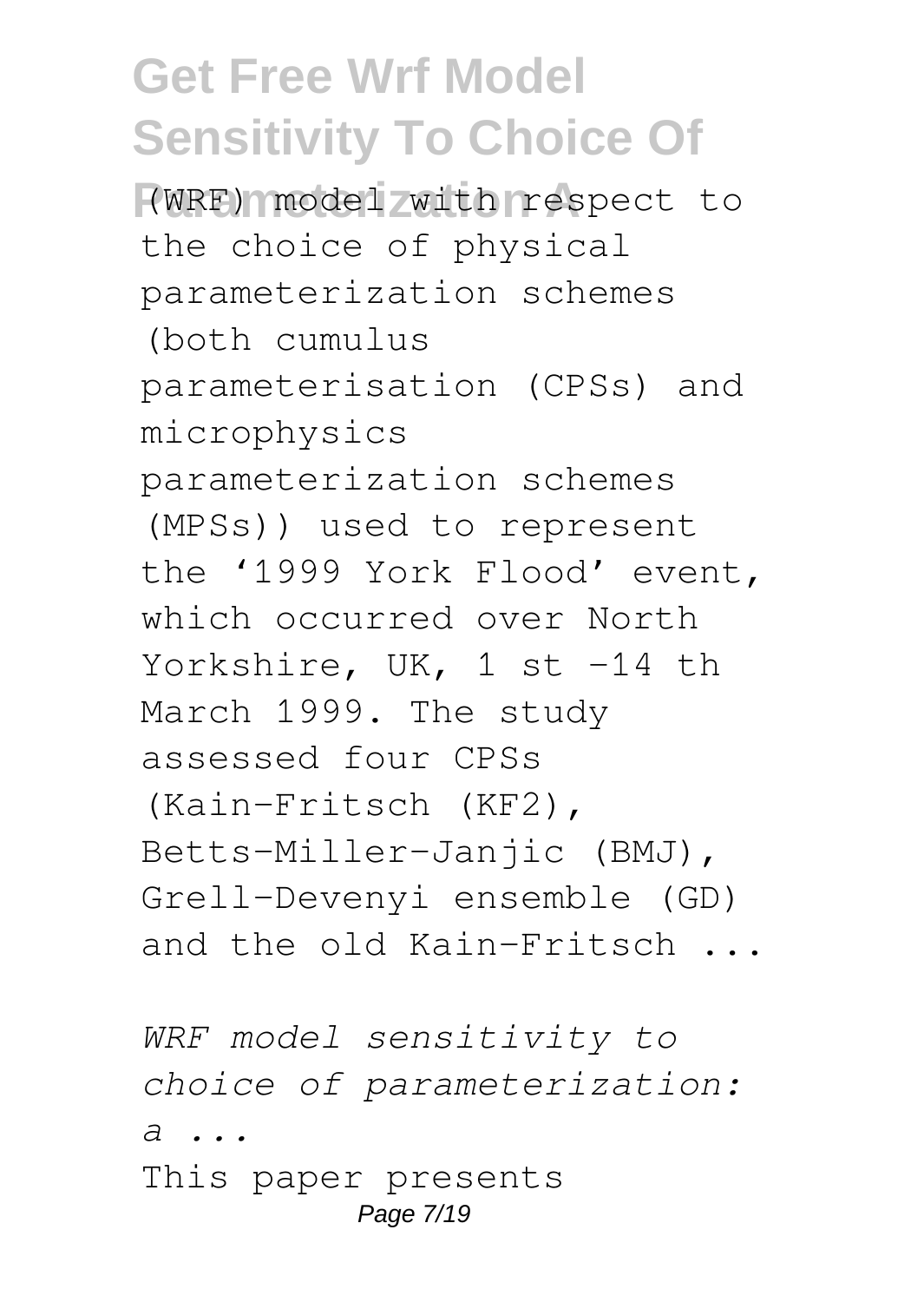(WRF) model with respect to the choice of physical parameterization schemes (both cumulus parameterisation (CPSs) and microphysics parameterization schemes (MPSs)) used to represent the '1999 York Flood' event, which occurred over North Yorkshire, UK, 1 st –14 th March 1999. The study assessed four CPSs (Kain–Fritsch (KF2), Betts–Miller–Janjic (BMJ), Grell–Devenyi ensemble (GD) and the old Kain–Fritsch ...

*WRF model sensitivity to choice of parameterization: a ...*

This paper presents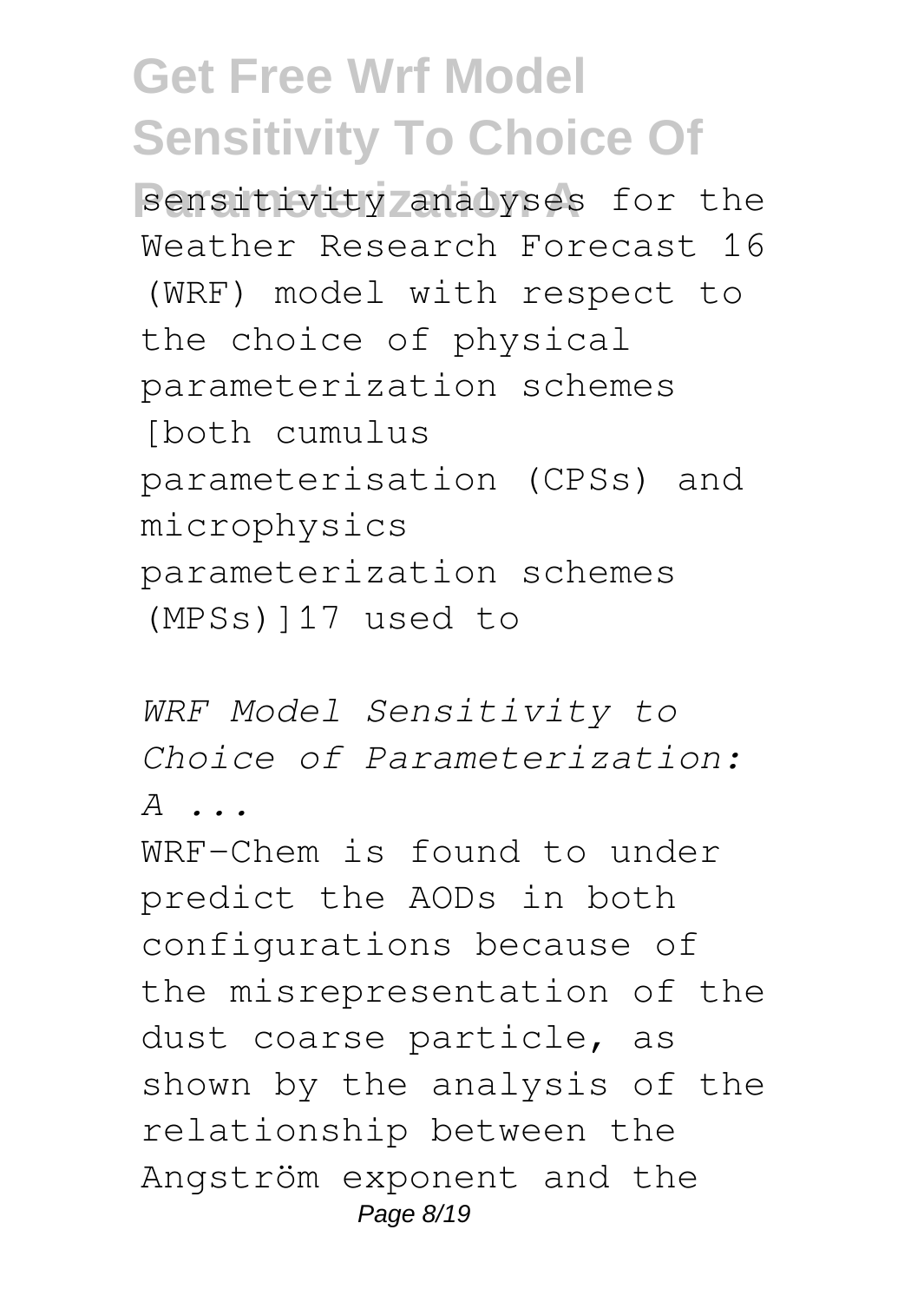sensitivity analyses for the Weather Research Forecast 16 (WRF) model with respect to the choice of physical parameterization schemes [both cumulus parameterisation (CPSs) and microphysics parameterization schemes (MPSs)]17 used to

*WRF Model Sensitivity to Choice of Parameterization: A ...*

WRF-Chem is found to under predict the AODs in both configurations because of the misrepresentation of the dust coarse particle, as shown by the analysis of the relationship between the Angström exponent and the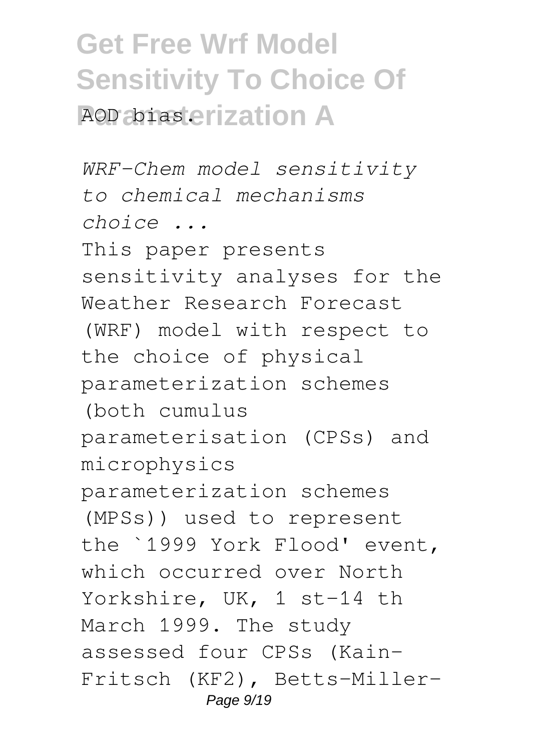AOD bias.

*WRF-Chem model sensitivity to chemical mechanisms choice ...*

This paper presents sensitivity analyses for the Weather Research Forecast (WRF) model with respect to the choice of physical parameterization schemes (both cumulus parameterisation (CPSs) and microphysics parameterization schemes (MPSs)) used to represent the `1999 York Flood' event, which occurred over North Yorkshire, UK, 1 st–14 th March 1999. The study assessed four CPSs (Kain-Fritsch (KF2), Betts-Miller-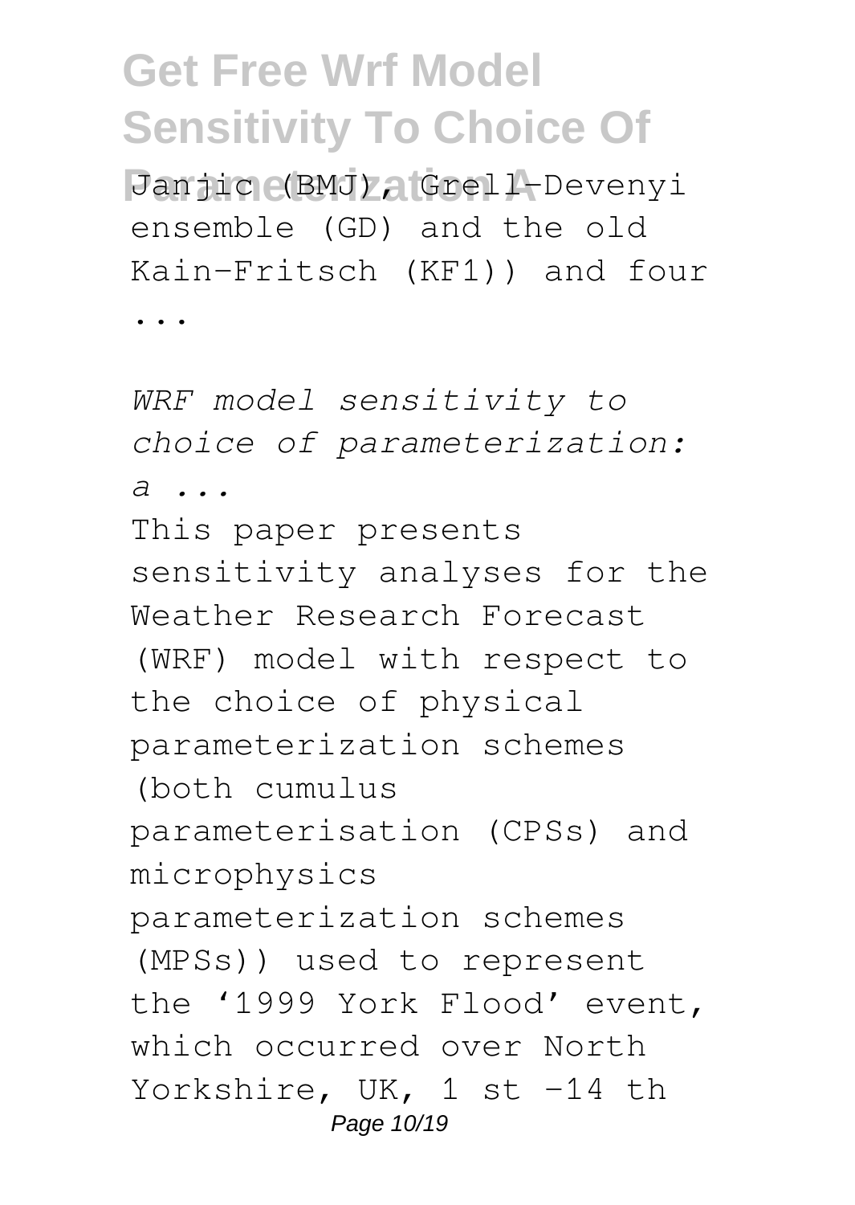Janjic (BMJ), Grell-Devenyi ensemble (GD) and the old Kain-Fritsch (KF1)) and four ...

*WRF model sensitivity to choice of parameterization: a ...*

This paper presents sensitivity analyses for the Weather Research Forecast (WRF) model with respect to the choice of physical parameterization schemes (both cumulus parameterisation (CPSs) and microphysics parameterization schemes (MPSs)) used to represent the '1999 York Flood' event, which occurred over North Yorkshire, UK, 1 st –14 th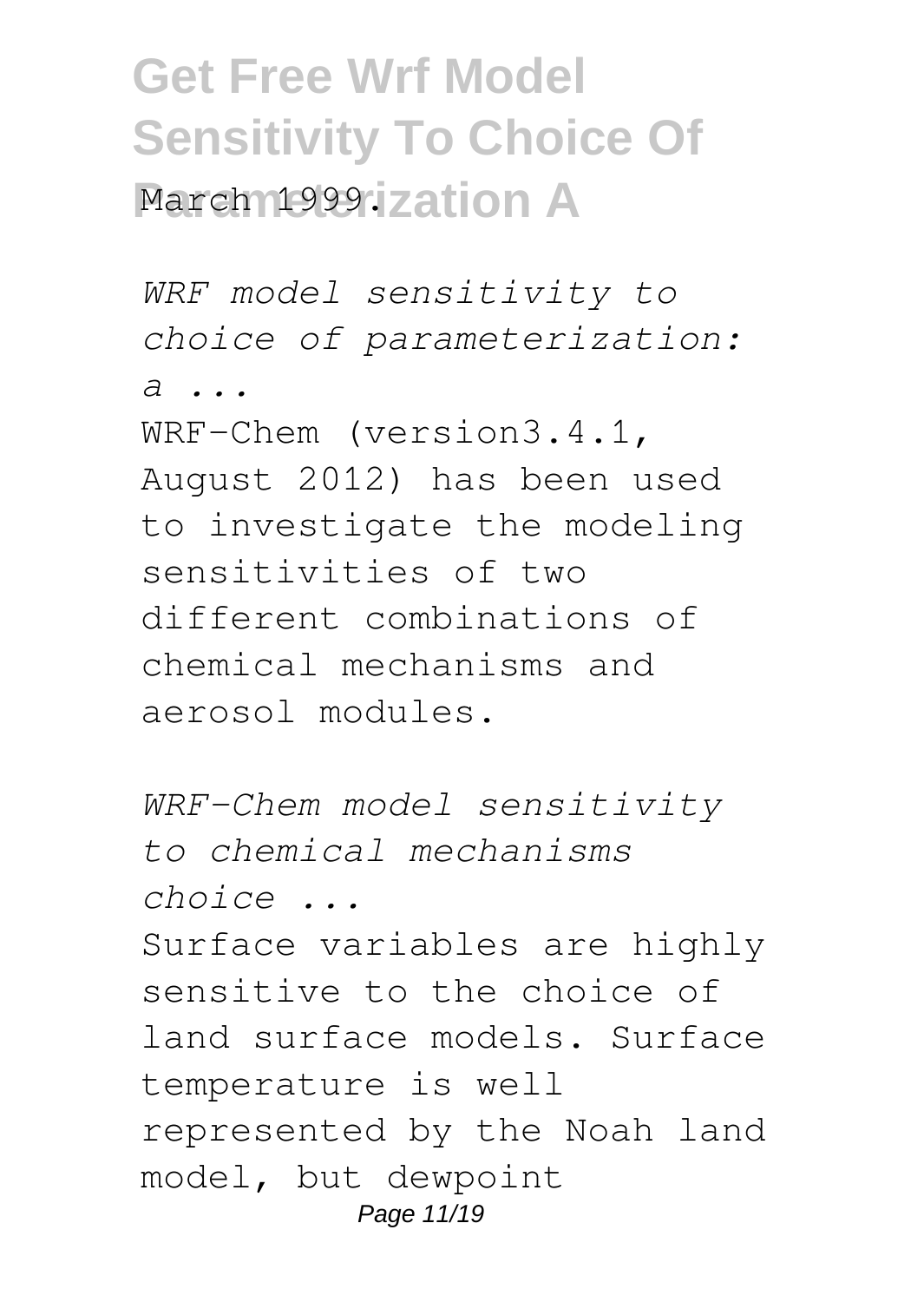March 1999.

*WRF model sensitivity to choice of parameterization: a ...*

WRF-Chem (version3.4.1, August 2012) has been used to investigate the modeling sensitivities of two different combinations of chemical mechanisms and aerosol modules.

*WRF-Chem model sensitivity to chemical mechanisms choice ...*

Surface variables are highly sensitive to the choice of land surface models. Surface temperature is well represented by the Noah land model, but dewpoint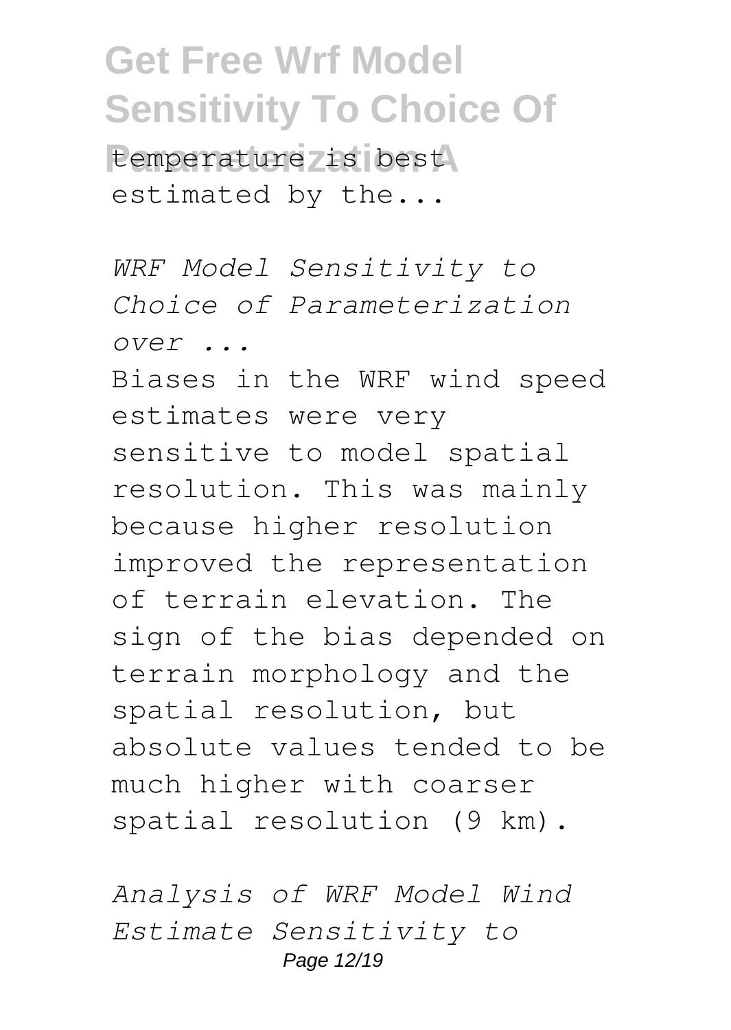temperature is best estimated by the...

*WRF Model Sensitivity to Choice of Parameterization over ...*

Biases in the WRF wind speed estimates were very sensitive to model spatial resolution. This was mainly because higher resolution improved the representation of terrain elevation. The sign of the bias depended on terrain morphology and the spatial resolution, but absolute values tended to be much higher with coarser spatial resolution (9 km).

*Analysis of WRF Model Wind Estimate Sensitivity to*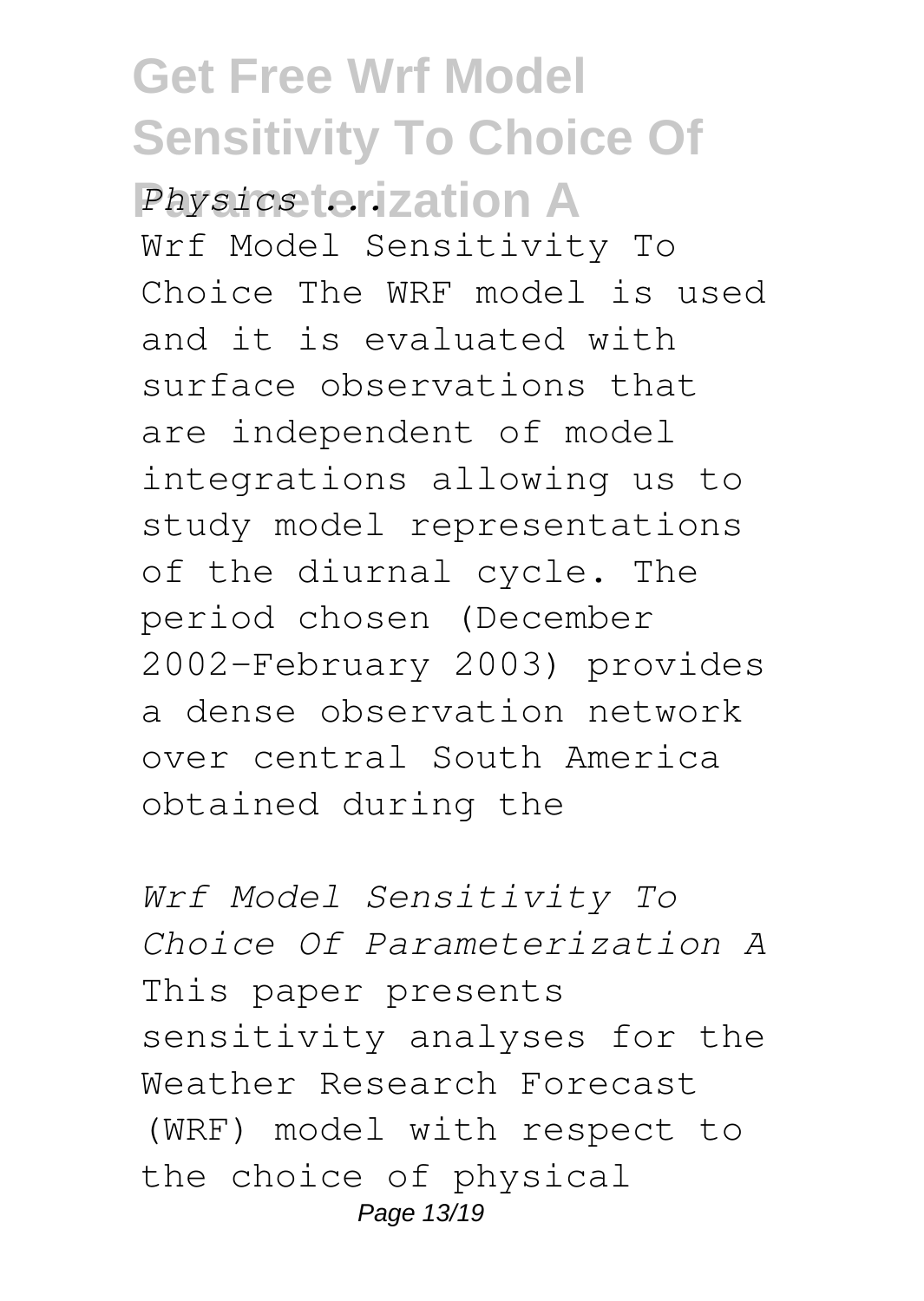## Get Free Wrf Model Sensitivity To Choice Of Parameterization A

*Physics ...*

Wrf Model Sensitivity To Choice The WRF model is used and it is evaluated with surface observations that are independent of model integrations allowing us to study model representations of the diurnal cycle. The period chosen (December 2002–February 2003) provides a dense observation network over central South America obtained during the

*Wrf Model Sensitivity To Choice Of Parameterization A*

This paper presents sensitivity analyses for the Weather Research Forecast (WRF) model with respect to the choice of physical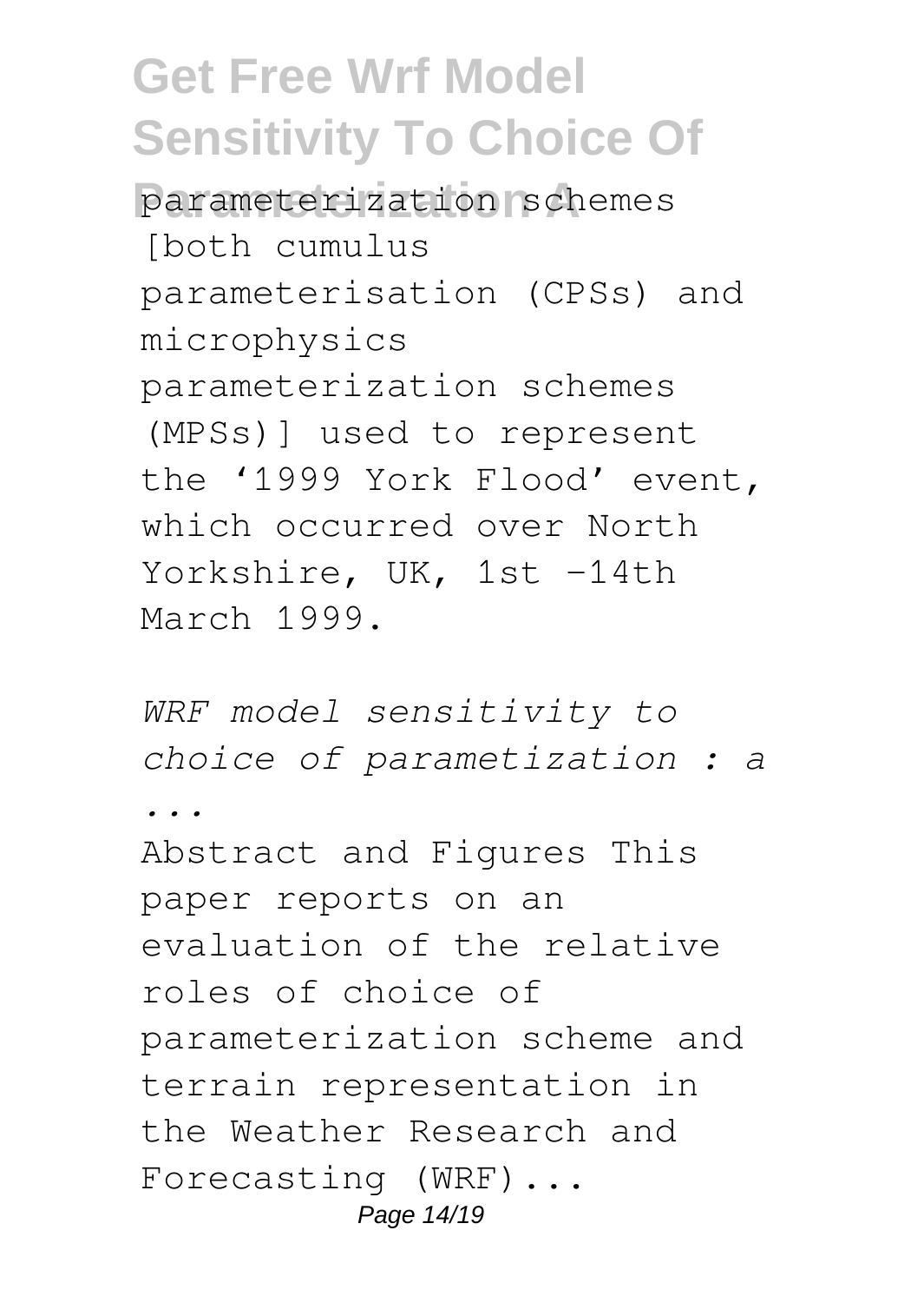parameterization schemes [both cumulus parameterisation (CPSs) and microphysics parameterization schemes (MPSs)] used to represent the ‘1999 York Flood’ event, which occurred over North Yorkshire, UK, 1st –14th March 1999.

*WRF model sensitivity to choice of parametization : a ...*

Abstract and Figures This paper reports on an evaluation of the relative roles of choice of parameterization scheme and terrain representation in the Weather Research and Forecasting (WRF)...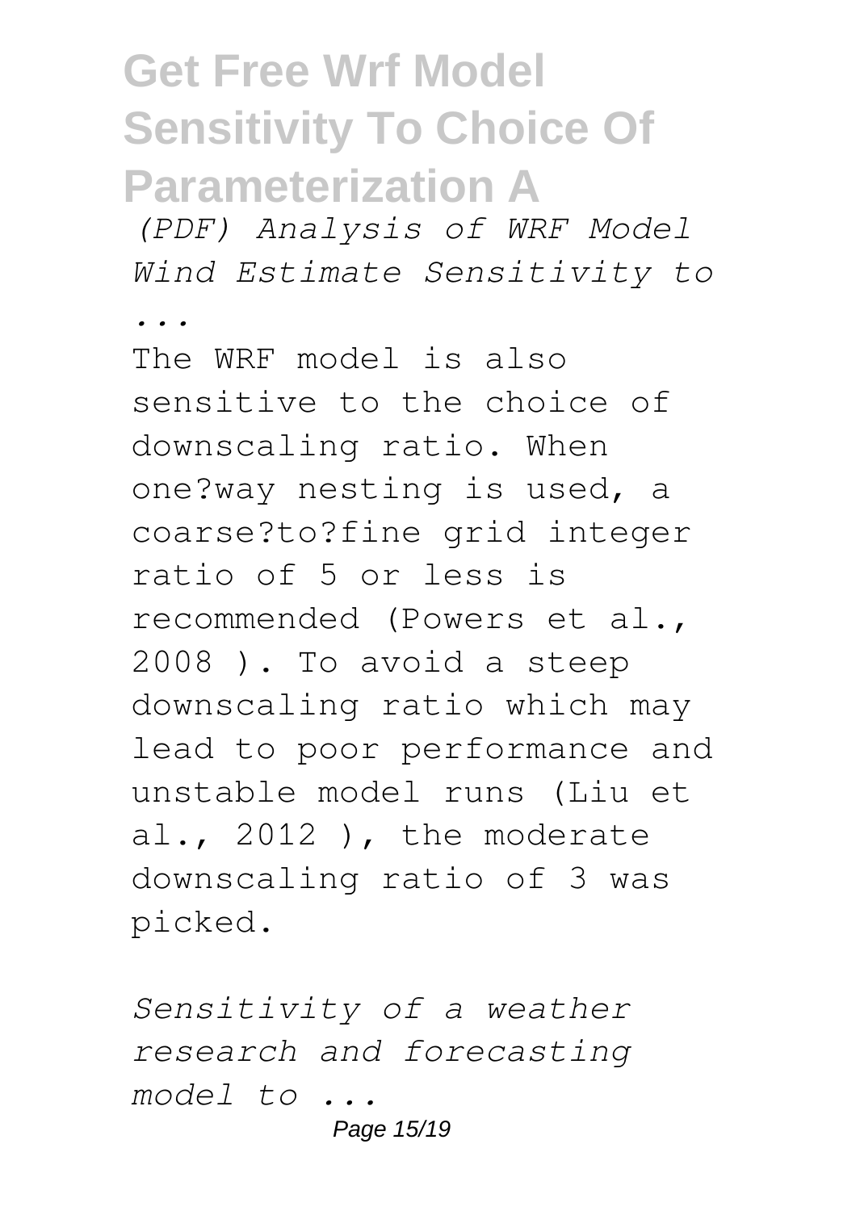*(PDF) Analysis of WRF Model Wind Estimate Sensitivity to ...*

The WRF model is also sensitive to the choice of downscaling ratio. When one?way nesting is used, a coarse?to?fine grid integer ratio of 5 or less is recommended (Powers et al., 2008 ). To avoid a steep downscaling ratio which may lead to poor performance and unstable model runs (Liu et al., 2012 ), the moderate downscaling ratio of 3 was picked.

*Sensitivity of a weather research and forecasting model to ...*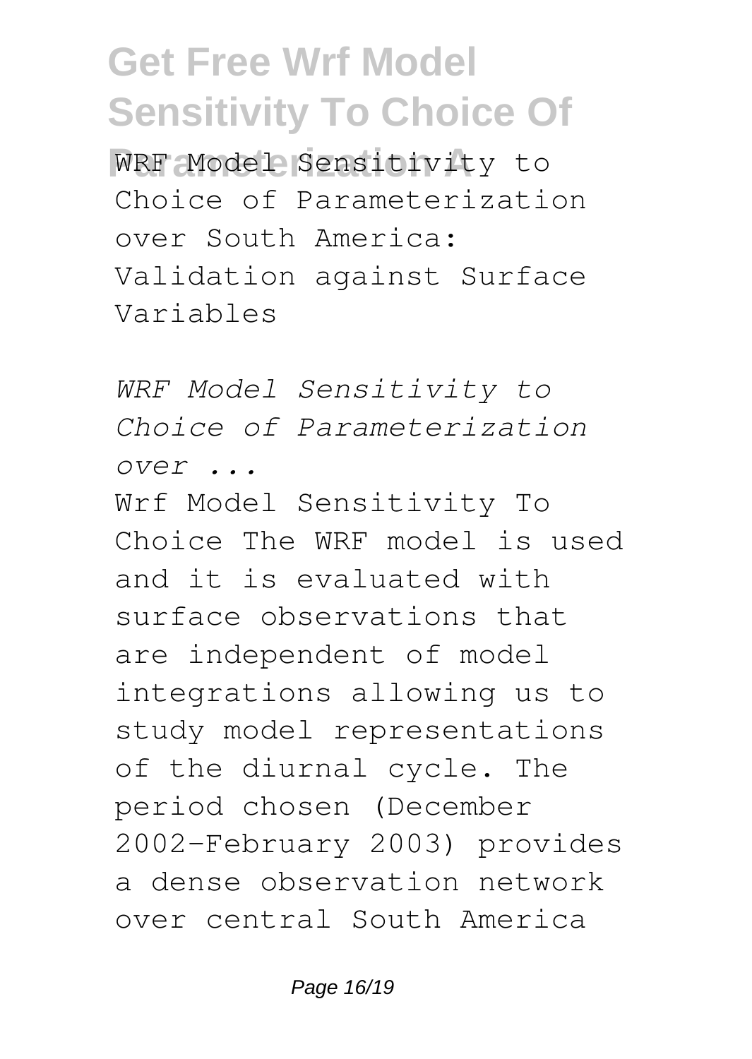WRF Model Sensitivity to Choice of Parameterization over South America: Validation against Surface Variables

*WRF Model Sensitivity to Choice of Parameterization over ...*

Wrf Model Sensitivity To Choice The WRF model is used and it is evaluated with surface observations that are independent of model integrations allowing us to study model representations of the diurnal cycle. The period chosen (December 2002–February 2003) provides a dense observation network over central South America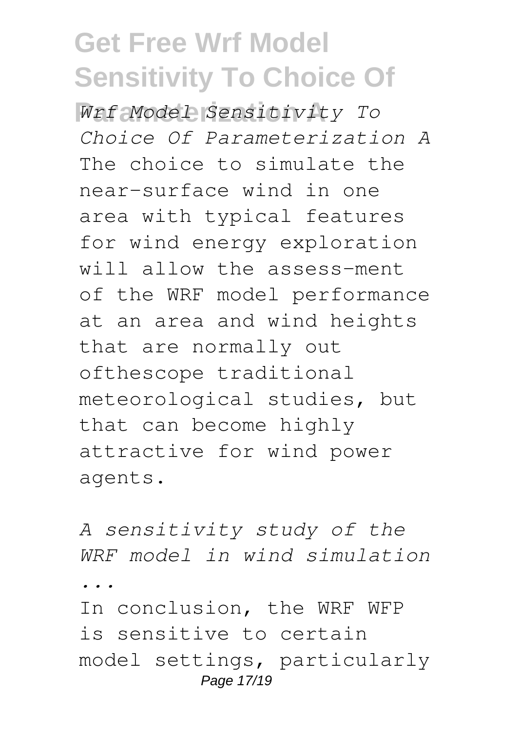*Wrf Model Sensitivity To Choice Of Parameterization A*

The choice to simulate the near-surface wind in one area with typical features for wind energy exploration will allow the assess-ment of the WRF model performance at an area and wind heights that are normally out ofthescope traditional meteorological studies, but that can become highly attractive for wind power agents.

*A sensitivity study of the WRF model in wind simulation ...*

In conclusion, the WRF WFP is sensitive to certain model settings, particularly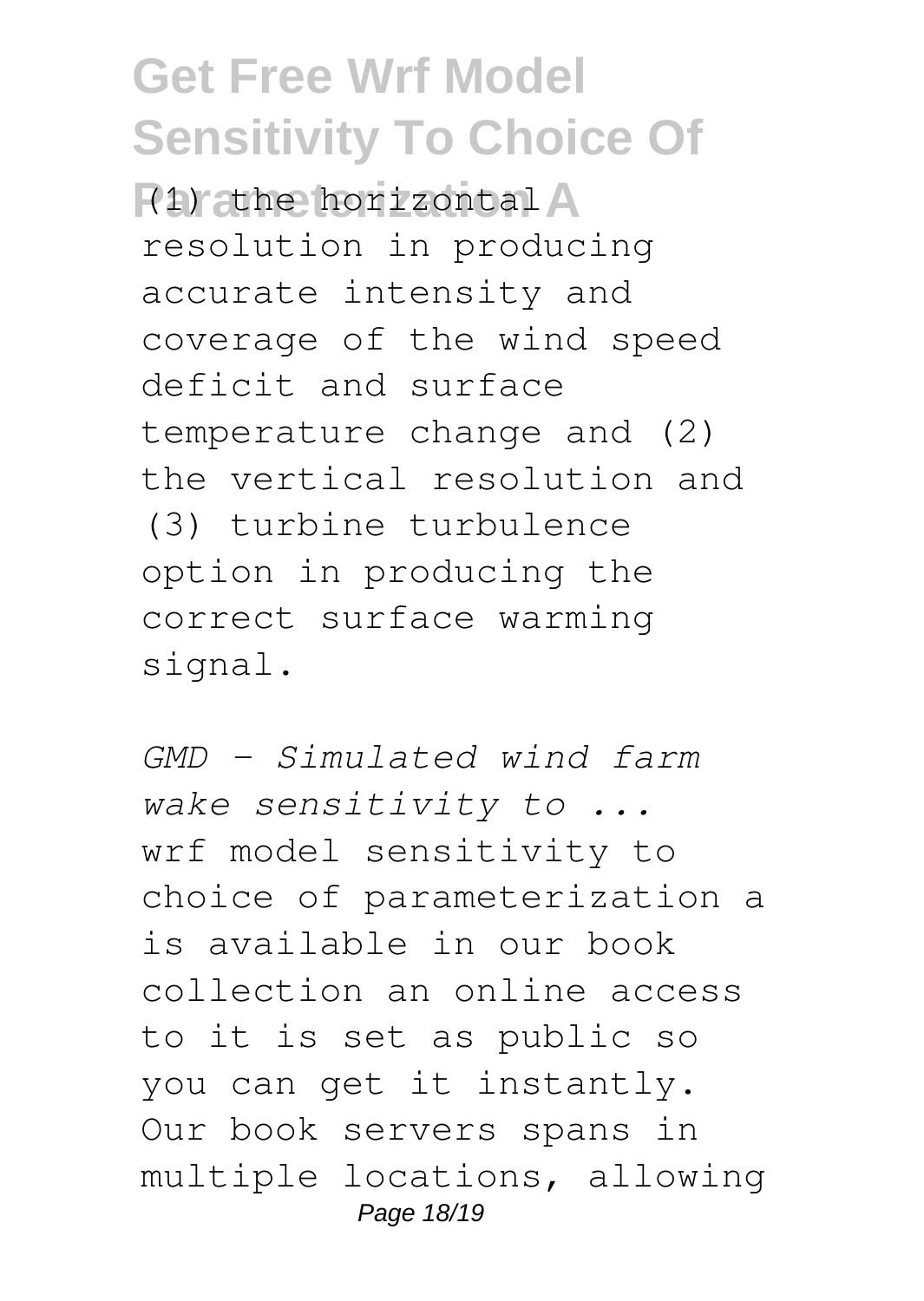(1) the horizontal resolution in producing accurate intensity and coverage of the wind speed deficit and surface temperature change and (2) the vertical resolution and (3) turbine turbulence option in producing the correct surface warming signal.

*GMD - Simulated wind farm wake sensitivity to ...*

wrf model sensitivity to choice of parameterization a is available in our book collection an online access to it is set as public so you can get it instantly. Our book servers spans in multiple locations, allowing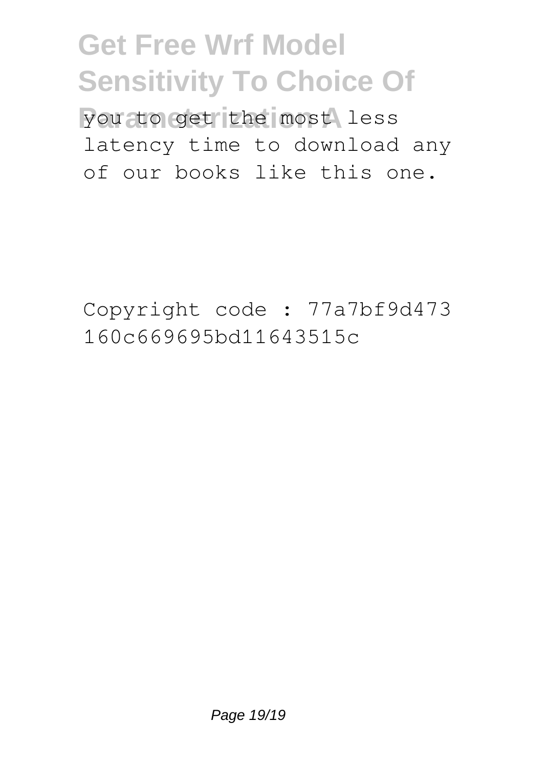you to get the most less latency time to download any of our books like this one.

Copyright code : 77a7bf9d473160c669695bd11643515c